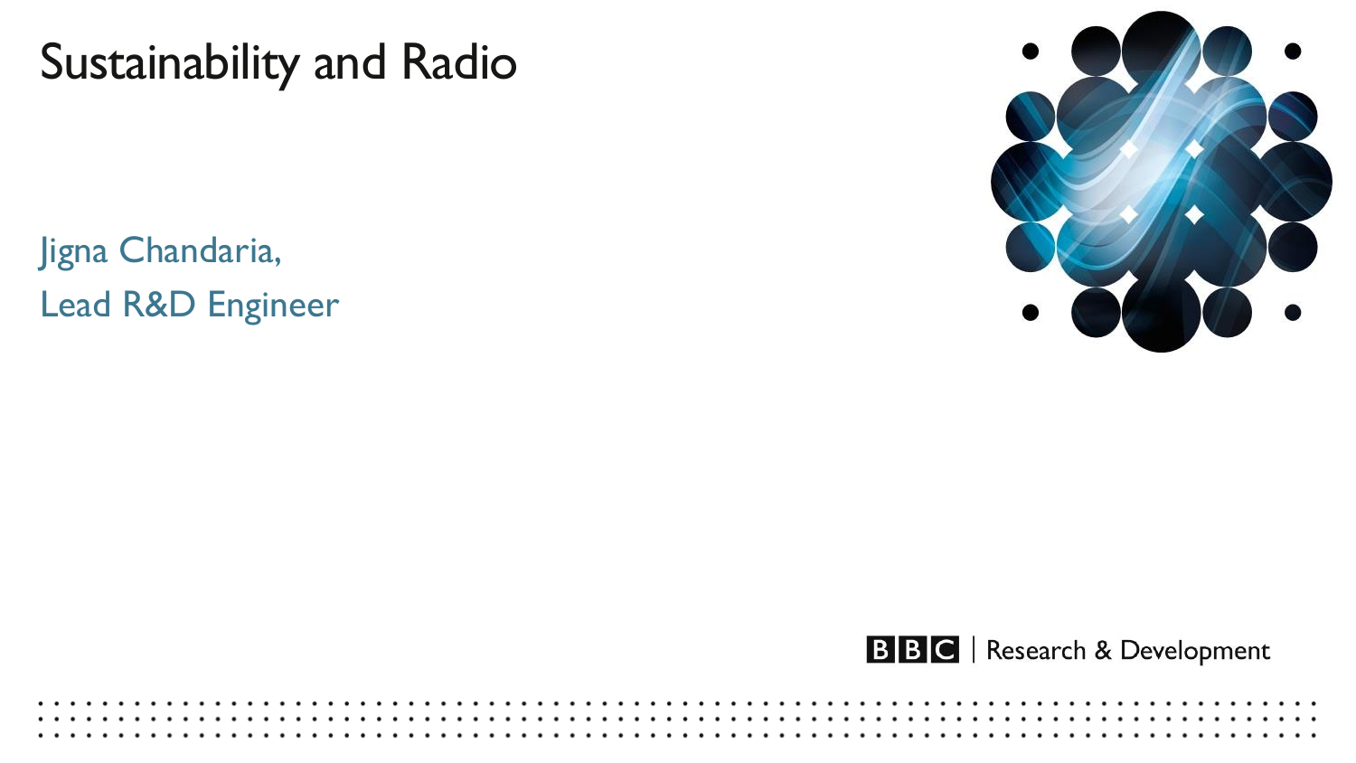# Sustainability and Radio

Jigna Chandaria,

Lead R&D Engineer

BBC | Research & Development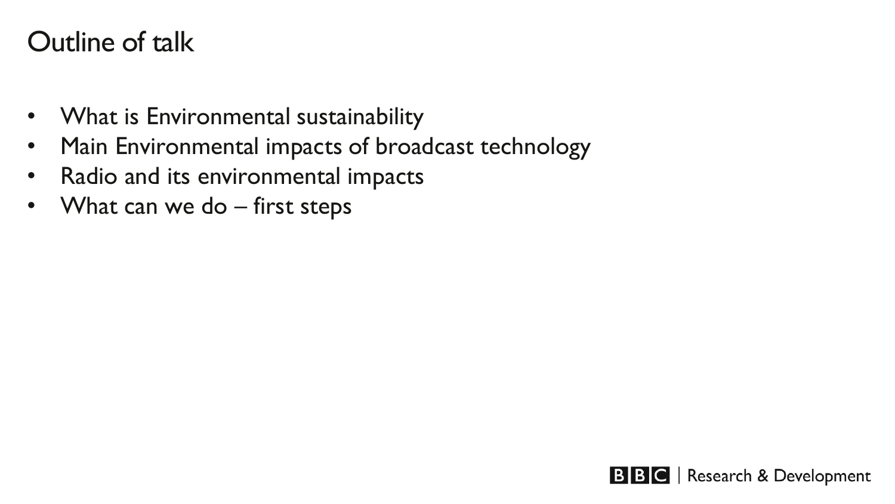# Outline of talk

- What is Environmental sustainability
- Main Environmental impacts of broadcast technology
- Radio and its environmental impacts
- What can we do – first steps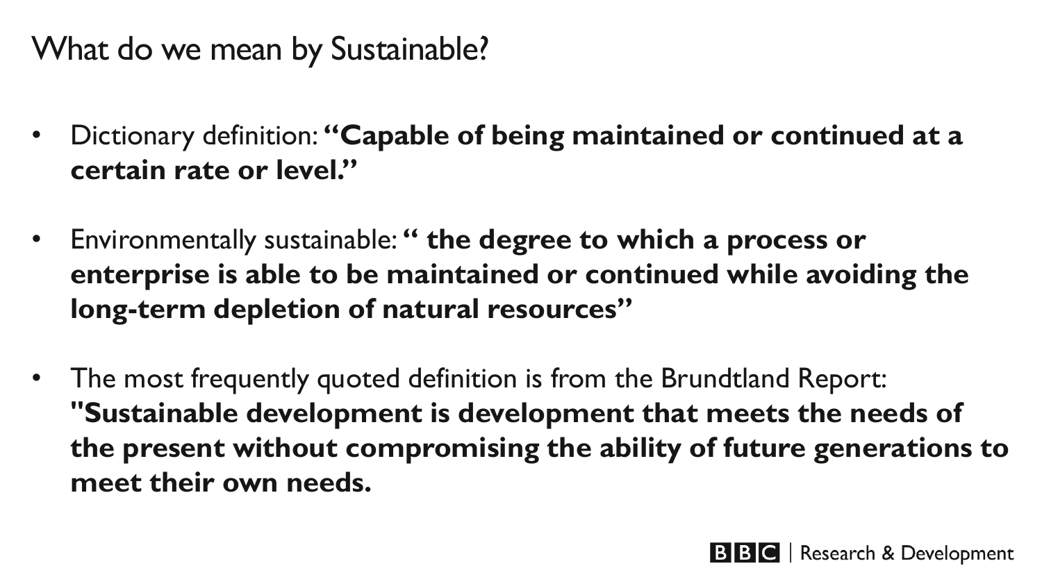# What do we mean by Sustainable?

- Dictionary definition: **"Capable of being maintained or continued at a certain rate or level."**

- Environmentally sustainable: **" the degree to which a process or enterprise is able to be maintained or continued while avoiding the long-term depletion of natural resources"**

- The most frequently quoted definition is from the Brundtland Report: **"Sustainable development is development that meets the needs of the present without compromising the ability of future generations to meet their own needs.**

BBC | Research & Development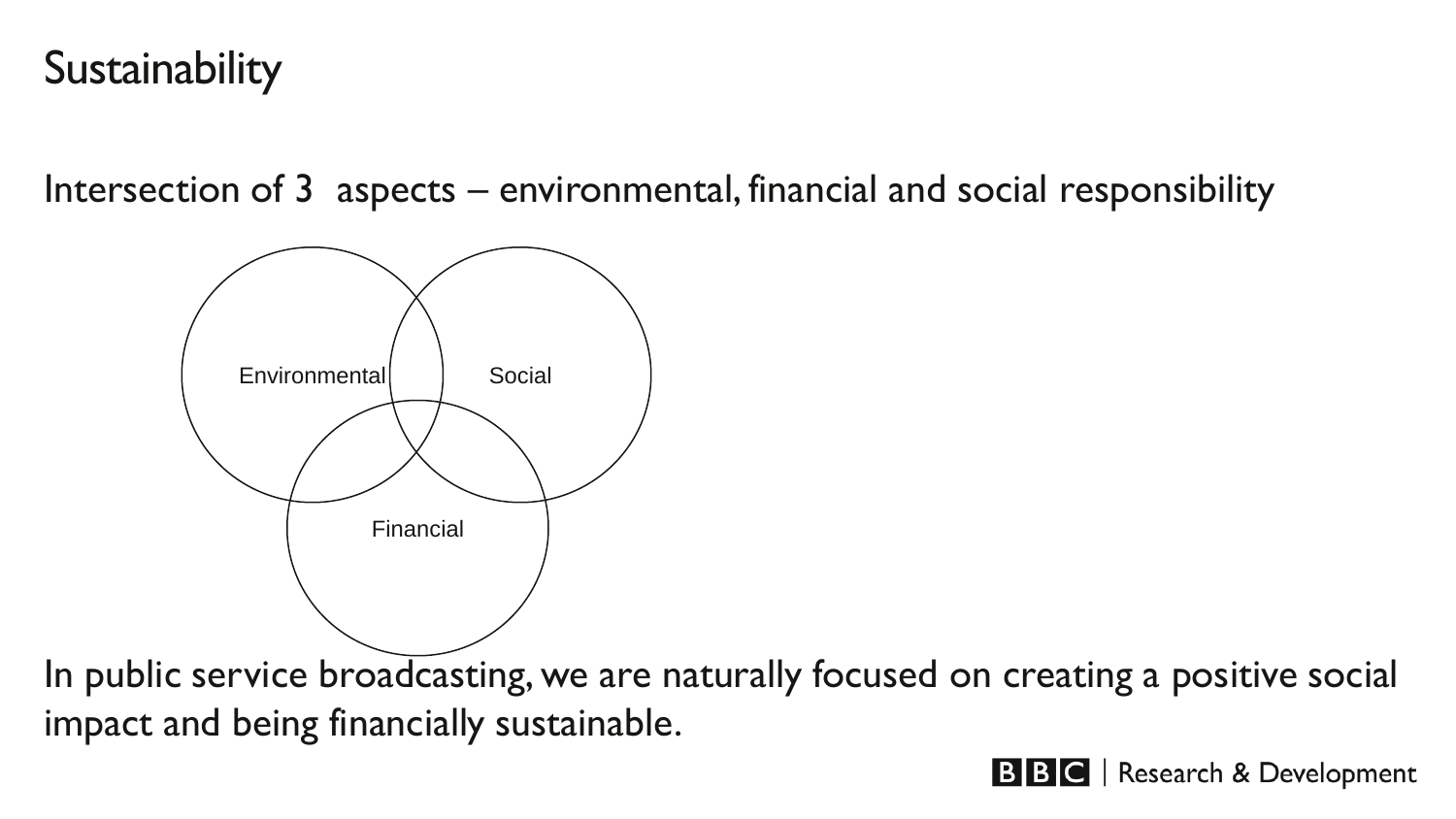# Sustainability

Intersection of 3 aspects – environmental, financial and social responsibility

Environmental

Social

Financial

In public service broadcasting, we are naturally focused on creating a positive social impact and being financially sustainable.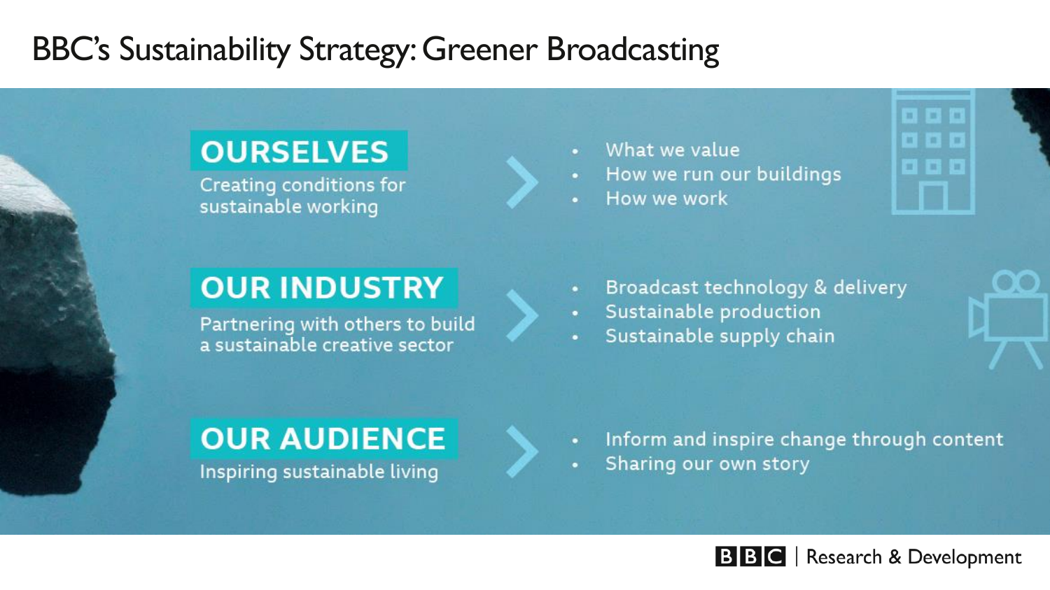# BBC's Sustainability Strategy: Greener Broadcasting

## OURSELVES

Creating conditions for sustainable working

- What we value
- How we run our buildings
- How we work

## OUR INDUSTRY

Partnering with others to build a sustainable creative sector

- Broadcast technology & delivery
- Sustainable production
- Sustainable supply chain

## OUR AUDIENCE

Inspiring sustainable living

- Inform and inspire change through content
- Sharing our own story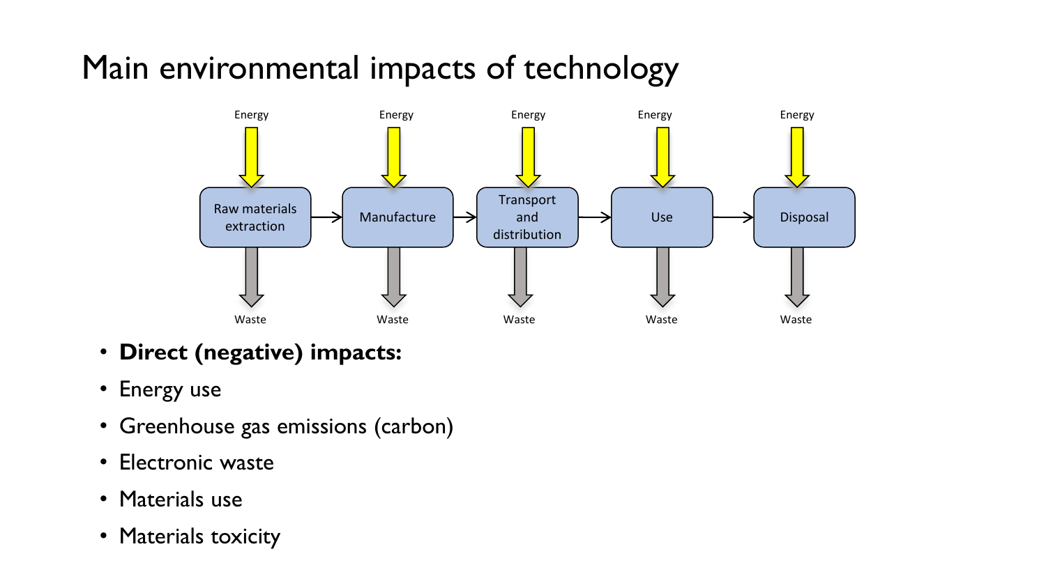# Main environmental impacts of technology

Energy → Raw materials extraction → Waste
Energy → Manufacture → Waste
Energy → Transport and distribution → Waste
Energy → Use → Waste
Energy → Disposal → Waste

- **Direct (negative) impacts:**
- Energy use
- Greenhouse gas emissions (carbon)
- Electronic waste
- Materials use
- Materials toxicity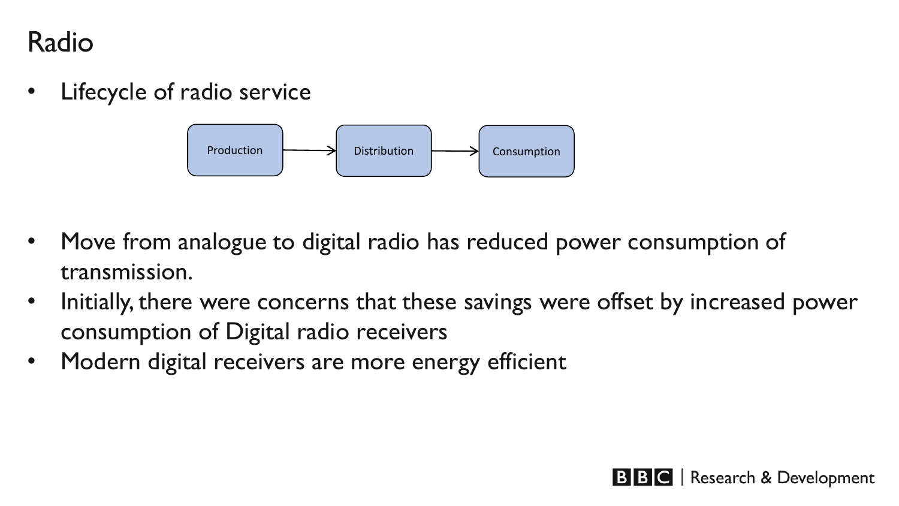# Radio

- Lifecycle of radio service

Production → Distribution → Consumption

- Move from analogue to digital radio has reduced power consumption of transmission.
- Initially, there were concerns that these savings were offset by increased power consumption of Digital radio receivers
- Modern digital receivers are more energy efficient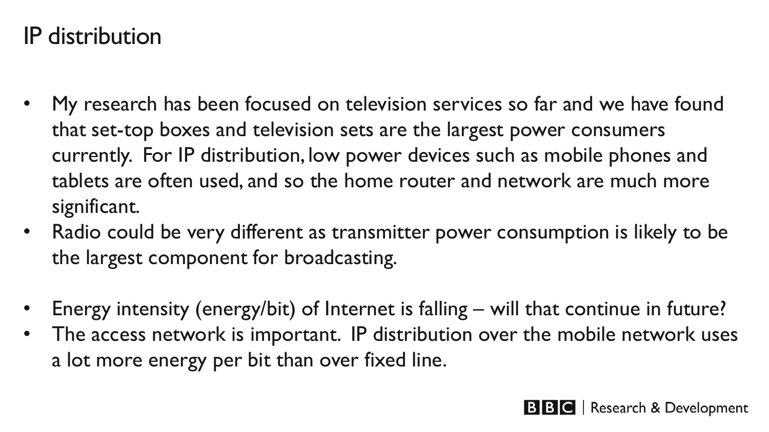# IP distribution

- My research has been focused on television services so far and we have found that set-top boxes and television sets are the largest power consumers currently. For IP distribution, low power devices such as mobile phones and tablets are often used, and so the home router and network are much more significant.
- Radio could be very different as transmitter power consumption is likely to be the largest component for broadcasting.

- Energy intensity (energy/bit) of Internet is falling – will that continue in future?
- The access network is important. IP distribution over the mobile network uses a lot more energy per bit than over fixed line.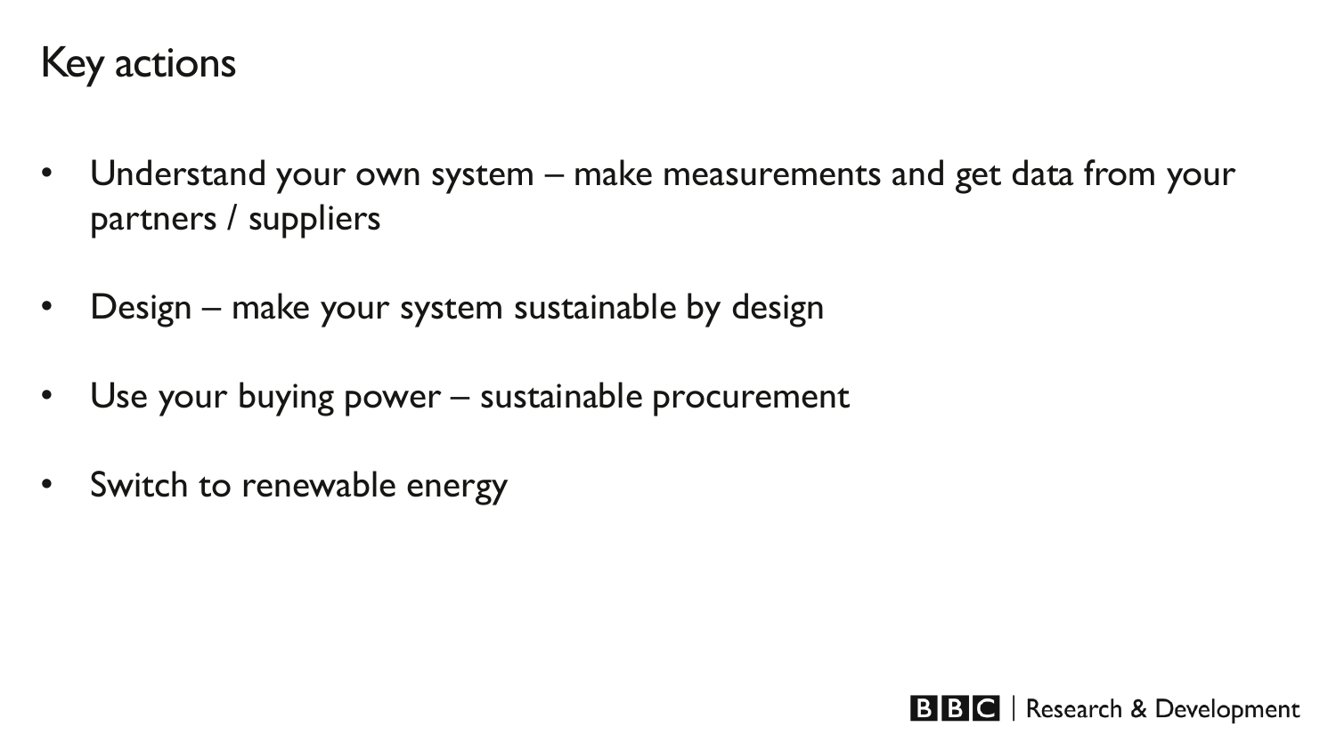# Key actions

- Understand your own system – make measurements and get data from your partners / suppliers
- Design – make your system sustainable by design
- Use your buying power – sustainable procurement
- Switch to renewable energy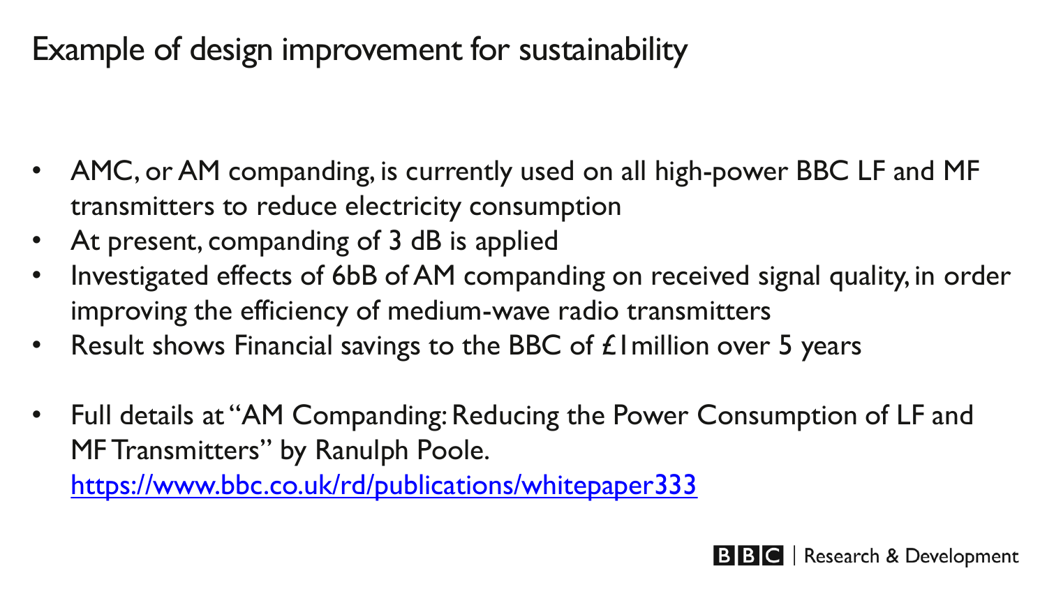# Example of design improvement for sustainability

- AMC, or AM companding, is currently used on all high-power BBC LF and MF transmitters to reduce electricity consumption
- At present, companding of 3 dB is applied
- Investigated effects of 6bB of AM companding on received signal quality, in order improving the efficiency of medium-wave radio transmitters
- Result shows Financial savings to the BBC of £1million over 5 years

- Full details at "AM Companding: Reducing the Power Consumption of LF and MF Transmitters" by Ranulph Poole. https://www.bbc.co.uk/rd/publications/whitepaper333

BBC | Research & Development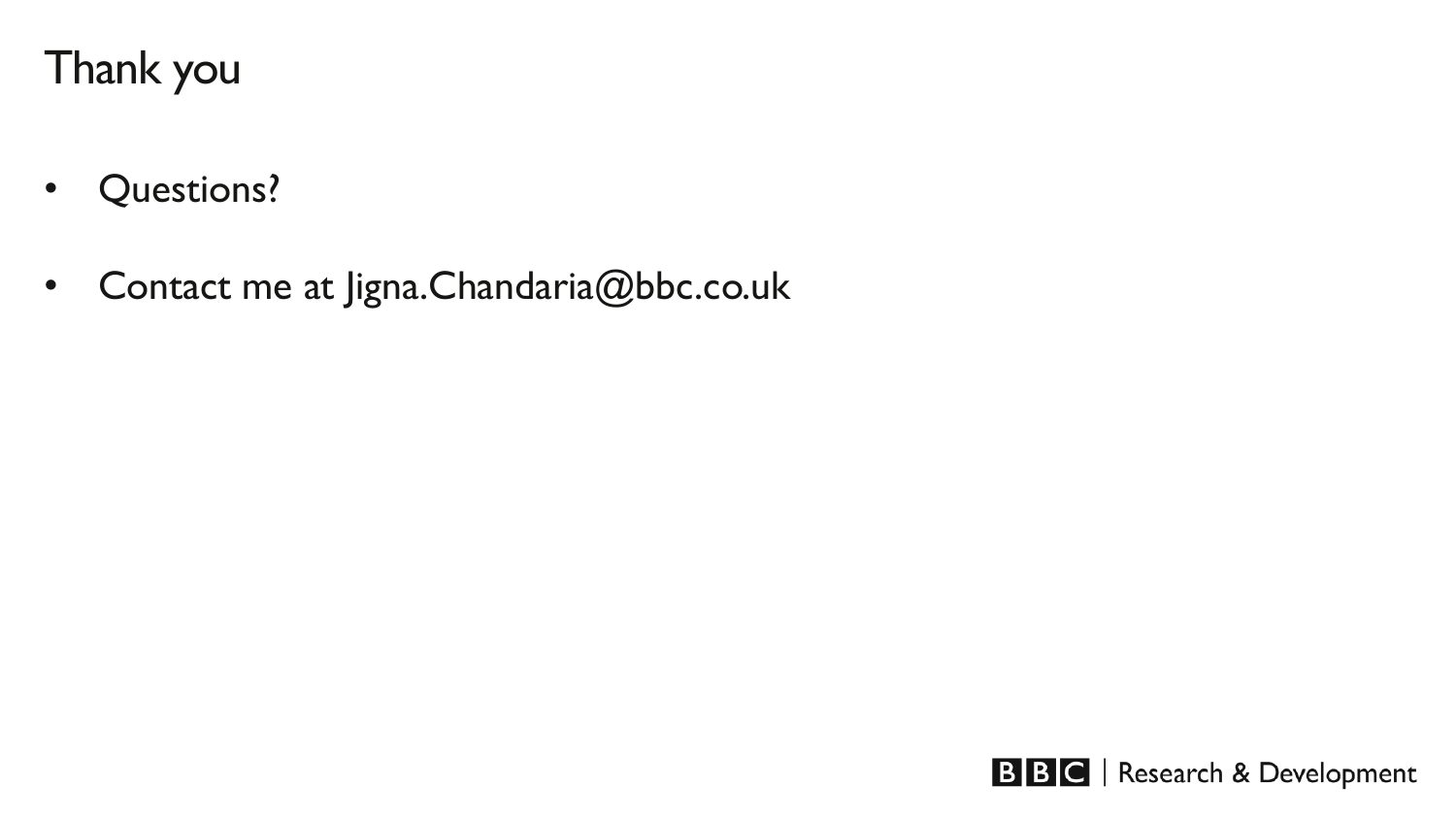# Thank you

- Questions?
- Contact me at Jigna.Chandaria@bbc.co.uk

BBC | Research & Development